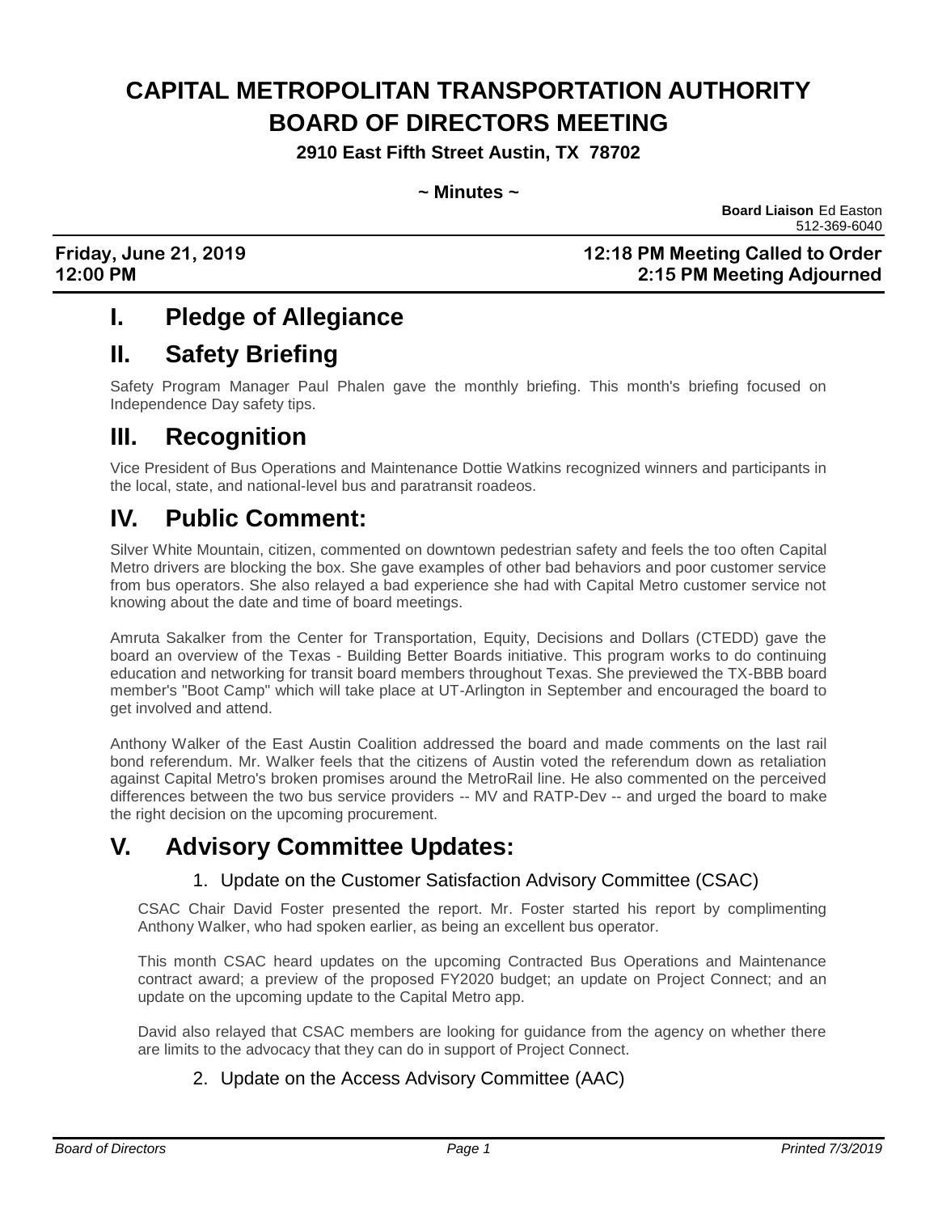# CAPITAL METROPOLITAN TRANSPORTATION AUTHORITY BOARD OF DIRECTORS MEETING

**2910 East Fifth Street Austin, TX 78702**

**~ Minutes ~**

**Board Liaison** Ed Easton
512-369-6040

**Friday, June 21, 2019**
**12:00 PM**

**12:18 PM Meeting Called to Order**
**2:15 PM Meeting Adjourned**

## I. Pledge of Allegiance

## II. Safety Briefing

Safety Program Manager Paul Phalen gave the monthly briefing. This month's briefing focused on Independence Day safety tips.

## III. Recognition

Vice President of Bus Operations and Maintenance Dottie Watkins recognized winners and participants in the local, state, and national-level bus and paratransit roadeos.

## IV. Public Comment:

Silver White Mountain, citizen, commented on downtown pedestrian safety and feels the too often Capital Metro drivers are blocking the box. She gave examples of other bad behaviors and poor customer service from bus operators. She also relayed a bad experience she had with Capital Metro customer service not knowing about the date and time of board meetings.

Amruta Sakalker from the Center for Transportation, Equity, Decisions and Dollars (CTEDD) gave the board an overview of the Texas - Building Better Boards initiative. This program works to do continuing education and networking for transit board members throughout Texas. She previewed the TX-BBB board member's "Boot Camp" which will take place at UT-Arlington in September and encouraged the board to get involved and attend.

Anthony Walker of the East Austin Coalition addressed the board and made comments on the last rail bond referendum. Mr. Walker feels that the citizens of Austin voted the referendum down as retaliation against Capital Metro's broken promises around the MetroRail line. He also commented on the perceived differences between the two bus service providers -- MV and RATP-Dev -- and urged the board to make the right decision on the upcoming procurement.

## V. Advisory Committee Updates:

### 1. Update on the Customer Satisfaction Advisory Committee (CSAC)

CSAC Chair David Foster presented the report. Mr. Foster started his report by complimenting Anthony Walker, who had spoken earlier, as being an excellent bus operator.

This month CSAC heard updates on the upcoming Contracted Bus Operations and Maintenance contract award; a preview of the proposed FY2020 budget; an update on Project Connect; and an update on the upcoming update to the Capital Metro app.

David also relayed that CSAC members are looking for guidance from the agency on whether there are limits to the advocacy that they can do in support of Project Connect.

### 2. Update on the Access Advisory Committee (AAC)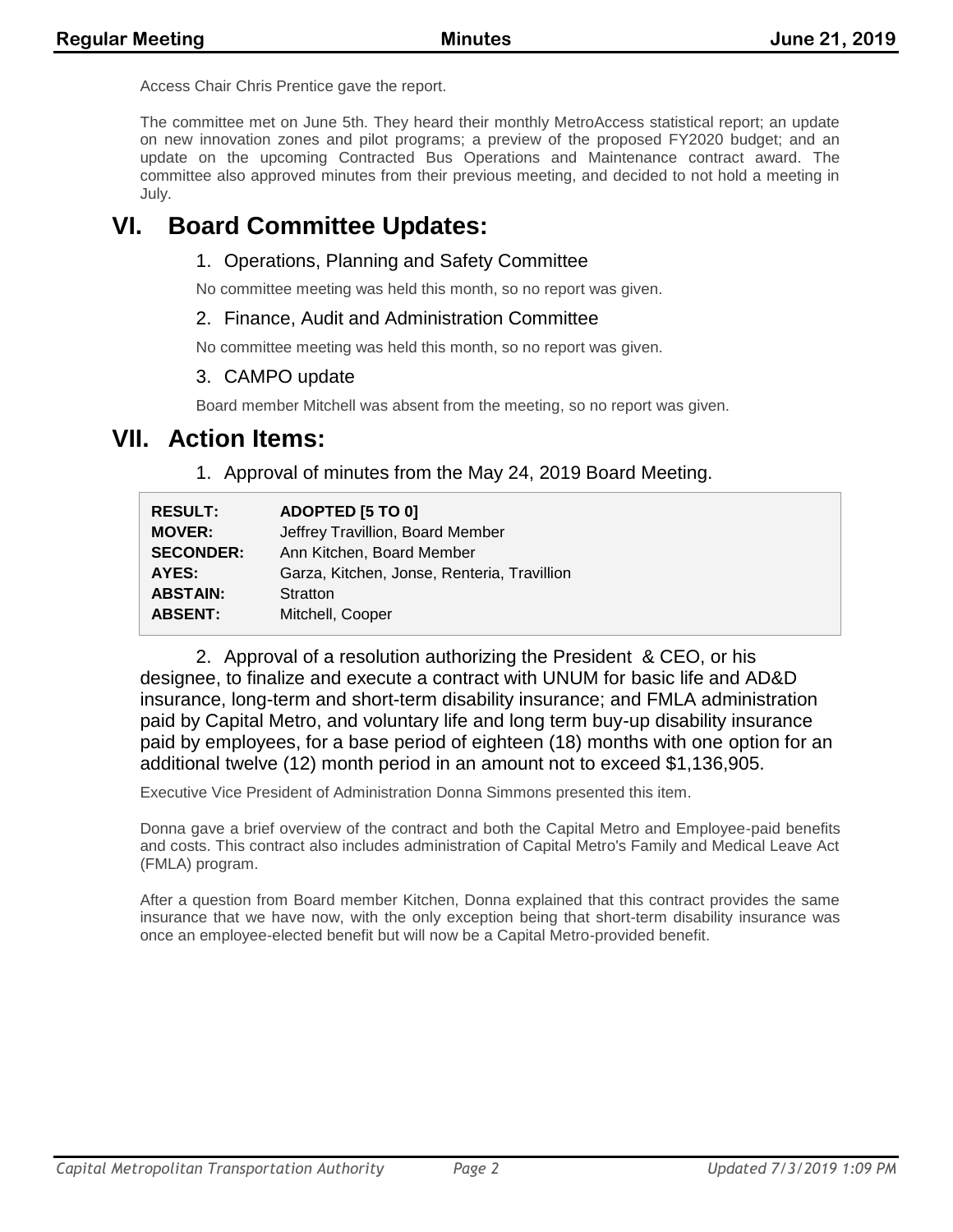Access Chair Chris Prentice gave the report.

The committee met on June 5th. They heard their monthly MetroAccess statistical report; an update on new innovation zones and pilot programs; a preview of the proposed FY2020 budget; and an update on the upcoming Contracted Bus Operations and Maintenance contract award. The committee also approved minutes from their previous meeting, and decided to not hold a meeting in July.

# VI. Board Committee Updates:

## 1. Operations, Planning and Safety Committee

No committee meeting was held this month, so no report was given.

## 2. Finance, Audit and Administration Committee

No committee meeting was held this month, so no report was given.

## 3. CAMPO update

Board member Mitchell was absent from the meeting, so no report was given.

# VII. Action Items:

## 1. Approval of minutes from the May 24, 2019 Board Meeting.

| | |
|---|---|
| **RESULT:** | **ADOPTED [5 TO 0]** |
| **MOVER:** | Jeffrey Travillion, Board Member |
| **SECONDER:** | Ann Kitchen, Board Member |
| **AYES:** | Garza, Kitchen, Jonse, Renteria, Travillion |
| **ABSTAIN:** | Stratton |
| **ABSENT:** | Mitchell, Cooper |

## 2. Approval of a resolution authorizing the President & CEO, or his designee, to finalize and execute a contract with UNUM for basic life and AD&D insurance, long-term and short-term disability insurance; and FMLA administration paid by Capital Metro, and voluntary life and long term buy-up disability insurance paid by employees, for a base period of eighteen (18) months with one option for an additional twelve (12) month period in an amount not to exceed $1,136,905.

Executive Vice President of Administration Donna Simmons presented this item.

Donna gave a brief overview of the contract and both the Capital Metro and Employee-paid benefits and costs. This contract also includes administration of Capital Metro's Family and Medical Leave Act (FMLA) program.

After a question from Board member Kitchen, Donna explained that this contract provides the same insurance that we have now, with the only exception being that short-term disability insurance was once an employee-elected benefit but will now be a Capital Metro-provided benefit.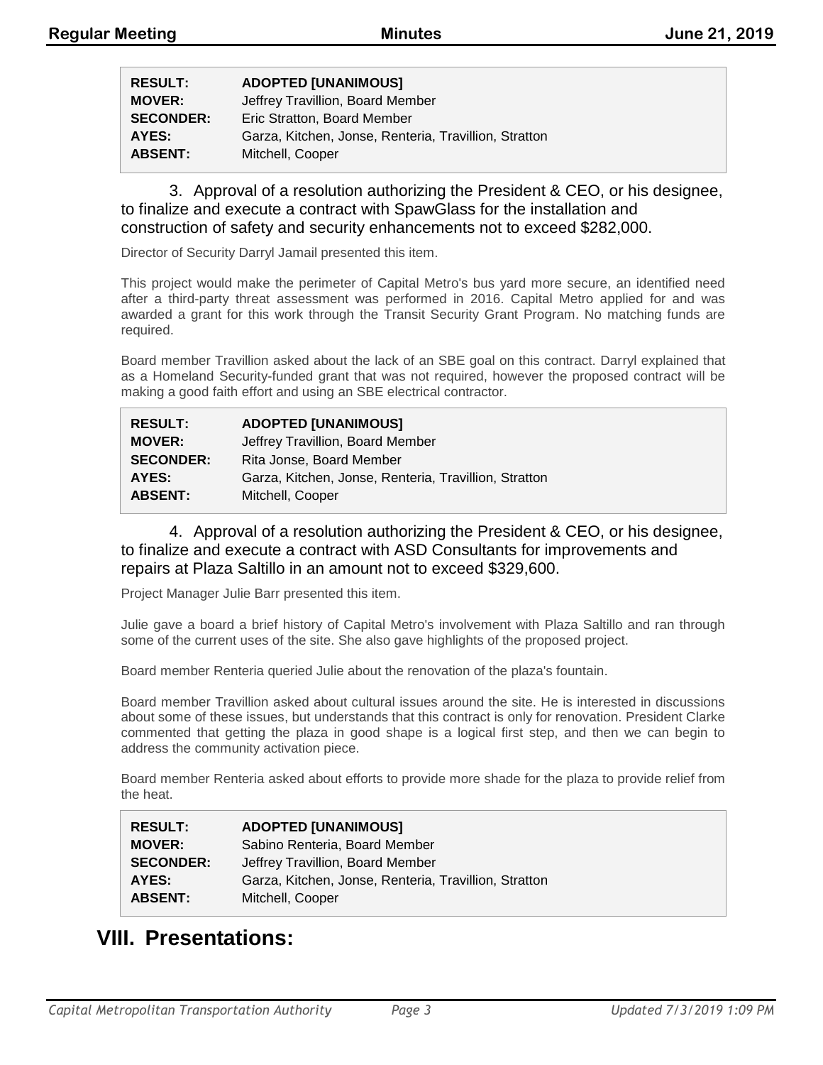| RESULT: | ADOPTED [UNANIMOUS] |
| --- | --- |
| MOVER: | Jeffrey Travillion, Board Member |
| SECONDER: | Eric Stratton, Board Member |
| AYES: | Garza, Kitchen, Jonse, Renteria, Travillion, Stratton |
| ABSENT: | Mitchell, Cooper |

3. Approval of a resolution authorizing the President & CEO, or his designee, to finalize and execute a contract with SpawGlass for the installation and construction of safety and security enhancements not to exceed $282,000.

Director of Security Darryl Jamail presented this item.

This project would make the perimeter of Capital Metro's bus yard more secure, an identified need after a third-party threat assessment was performed in 2016. Capital Metro applied for and was awarded a grant for this work through the Transit Security Grant Program. No matching funds are required.

Board member Travillion asked about the lack of an SBE goal on this contract. Darryl explained that as a Homeland Security-funded grant that was not required, however the proposed contract will be making a good faith effort and using an SBE electrical contractor.

| RESULT: | ADOPTED [UNANIMOUS] |
| --- | --- |
| MOVER: | Jeffrey Travillion, Board Member |
| SECONDER: | Rita Jonse, Board Member |
| AYES: | Garza, Kitchen, Jonse, Renteria, Travillion, Stratton |
| ABSENT: | Mitchell, Cooper |

4. Approval of a resolution authorizing the President & CEO, or his designee, to finalize and execute a contract with ASD Consultants for improvements and repairs at Plaza Saltillo in an amount not to exceed $329,600.

Project Manager Julie Barr presented this item.

Julie gave a board a brief history of Capital Metro's involvement with Plaza Saltillo and ran through some of the current uses of the site. She also gave highlights of the proposed project.

Board member Renteria queried Julie about the renovation of the plaza's fountain.

Board member Travillion asked about cultural issues around the site. He is interested in discussions about some of these issues, but understands that this contract is only for renovation. President Clarke commented that getting the plaza in good shape is a logical first step, and then we can begin to address the community activation piece.

Board member Renteria asked about efforts to provide more shade for the plaza to provide relief from the heat.

| RESULT: | ADOPTED [UNANIMOUS] |
| --- | --- |
| MOVER: | Sabino Renteria, Board Member |
| SECONDER: | Jeffrey Travillion, Board Member |
| AYES: | Garza, Kitchen, Jonse, Renteria, Travillion, Stratton |
| ABSENT: | Mitchell, Cooper |

# VIII. Presentations: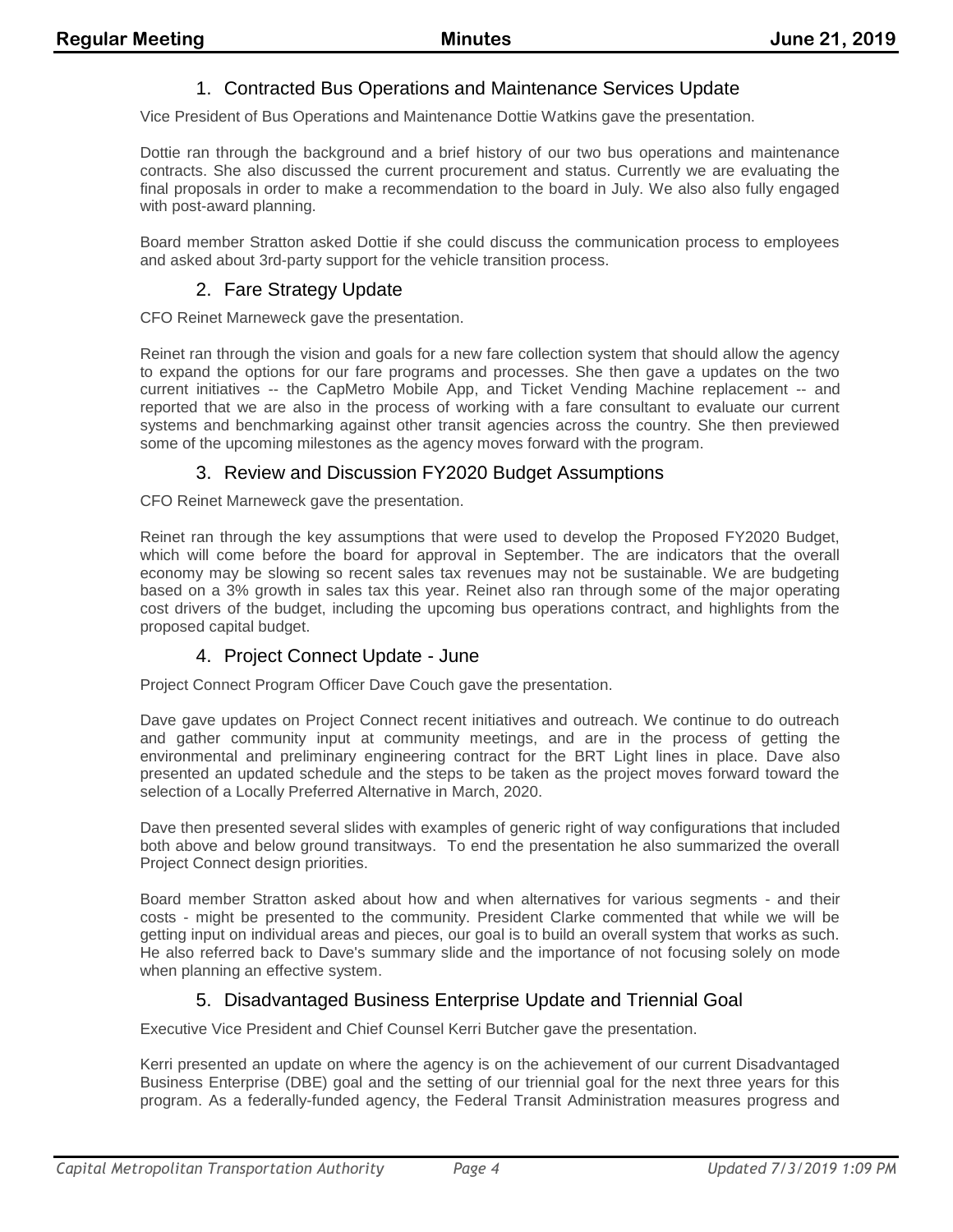## 1. Contracted Bus Operations and Maintenance Services Update

Vice President of Bus Operations and Maintenance Dottie Watkins gave the presentation.

Dottie ran through the background and a brief history of our two bus operations and maintenance contracts. She also discussed the current procurement and status. Currently we are evaluating the final proposals in order to make a recommendation to the board in July. We also also fully engaged with post-award planning.

Board member Stratton asked Dottie if she could discuss the communication process to employees and asked about 3rd-party support for the vehicle transition process.

## 2. Fare Strategy Update

CFO Reinet Marneweck gave the presentation.

Reinet ran through the vision and goals for a new fare collection system that should allow the agency to expand the options for our fare programs and processes. She then gave a updates on the two current initiatives -- the CapMetro Mobile App, and Ticket Vending Machine replacement -- and reported that we are also in the process of working with a fare consultant to evaluate our current systems and benchmarking against other transit agencies across the country. She then previewed some of the upcoming milestones as the agency moves forward with the program.

## 3. Review and Discussion FY2020 Budget Assumptions

CFO Reinet Marneweck gave the presentation.

Reinet ran through the key assumptions that were used to develop the Proposed FY2020 Budget, which will come before the board for approval in September. The are indicators that the overall economy may be slowing so recent sales tax revenues may not be sustainable. We are budgeting based on a 3% growth in sales tax this year. Reinet also ran through some of the major operating cost drivers of the budget, including the upcoming bus operations contract, and highlights from the proposed capital budget.

## 4. Project Connect Update - June

Project Connect Program Officer Dave Couch gave the presentation.

Dave gave updates on Project Connect recent initiatives and outreach. We continue to do outreach and gather community input at community meetings, and are in the process of getting the environmental and preliminary engineering contract for the BRT Light lines in place. Dave also presented an updated schedule and the steps to be taken as the project moves forward toward the selection of a Locally Preferred Alternative in March, 2020.

Dave then presented several slides with examples of generic right of way configurations that included both above and below ground transitways. To end the presentation he also summarized the overall Project Connect design priorities.

Board member Stratton asked about how and when alternatives for various segments - and their costs - might be presented to the community. President Clarke commented that while we will be getting input on individual areas and pieces, our goal is to build an overall system that works as such. He also referred back to Dave's summary slide and the importance of not focusing solely on mode when planning an effective system.

## 5. Disadvantaged Business Enterprise Update and Triennial Goal

Executive Vice President and Chief Counsel Kerri Butcher gave the presentation.

Kerri presented an update on where the agency is on the achievement of our current Disadvantaged Business Enterprise (DBE) goal and the setting of our triennial goal for the next three years for this program. As a federally-funded agency, the Federal Transit Administration measures progress and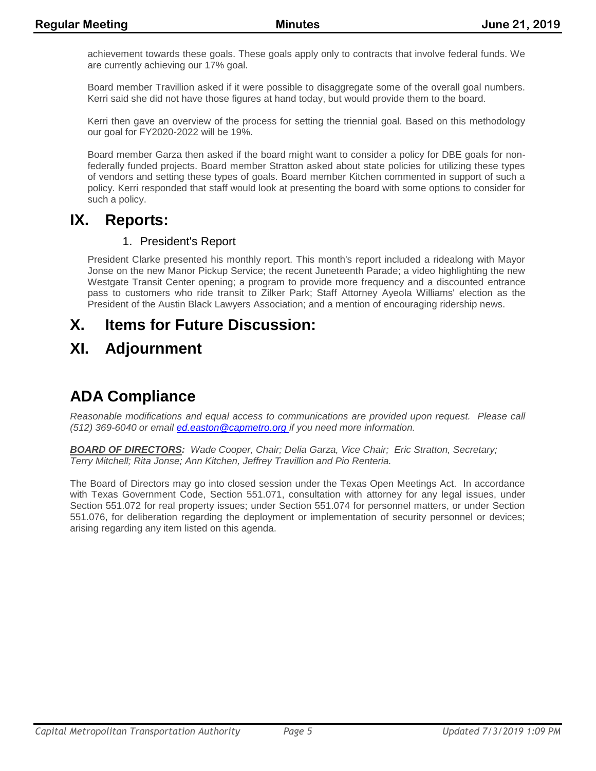achievement towards these goals. These goals apply only to contracts that involve federal funds. We are currently achieving our 17% goal.

Board member Travillion asked if it were possible to disaggregate some of the overall goal numbers. Kerri said she did not have those figures at hand today, but would provide them to the board.

Kerri then gave an overview of the process for setting the triennial goal. Based on this methodology our goal for FY2020-2022 will be 19%.

Board member Garza then asked if the board might want to consider a policy for DBE goals for non-federally funded projects. Board member Stratton asked about state policies for utilizing these types of vendors and setting these types of goals. Board member Kitchen commented in support of such a policy. Kerri responded that staff would look at presenting the board with some options to consider for such a policy.

# IX. Reports:

1. President's Report

President Clarke presented his monthly report. This month's report included a ridealong with Mayor Jonse on the new Manor Pickup Service; the recent Juneteenth Parade; a video highlighting the new Westgate Transit Center opening; a program to provide more frequency and a discounted entrance pass to customers who ride transit to Zilker Park; Staff Attorney Ayeola Williams' election as the President of the Austin Black Lawyers Association; and a mention of encouraging ridership news.

# X. Items for Future Discussion:

# XI. Adjournment

# ADA Compliance

*Reasonable modifications and equal access to communications are provided upon request. Please call (512) 369-6040 or email [ed.easton@capmetro.org](mailto:ed.easton@capmetro.org) if you need more information.*

***BOARD OF DIRECTORS:*** *Wade Cooper, Chair; Delia Garza, Vice Chair; Eric Stratton, Secretary; Terry Mitchell; Rita Jonse; Ann Kitchen, Jeffrey Travillion and Pio Renteria.*

The Board of Directors may go into closed session under the Texas Open Meetings Act. In accordance with Texas Government Code, Section 551.071, consultation with attorney for any legal issues, under Section 551.072 for real property issues; under Section 551.074 for personnel matters, or under Section 551.076, for deliberation regarding the deployment or implementation of security personnel or devices; arising regarding any item listed on this agenda.